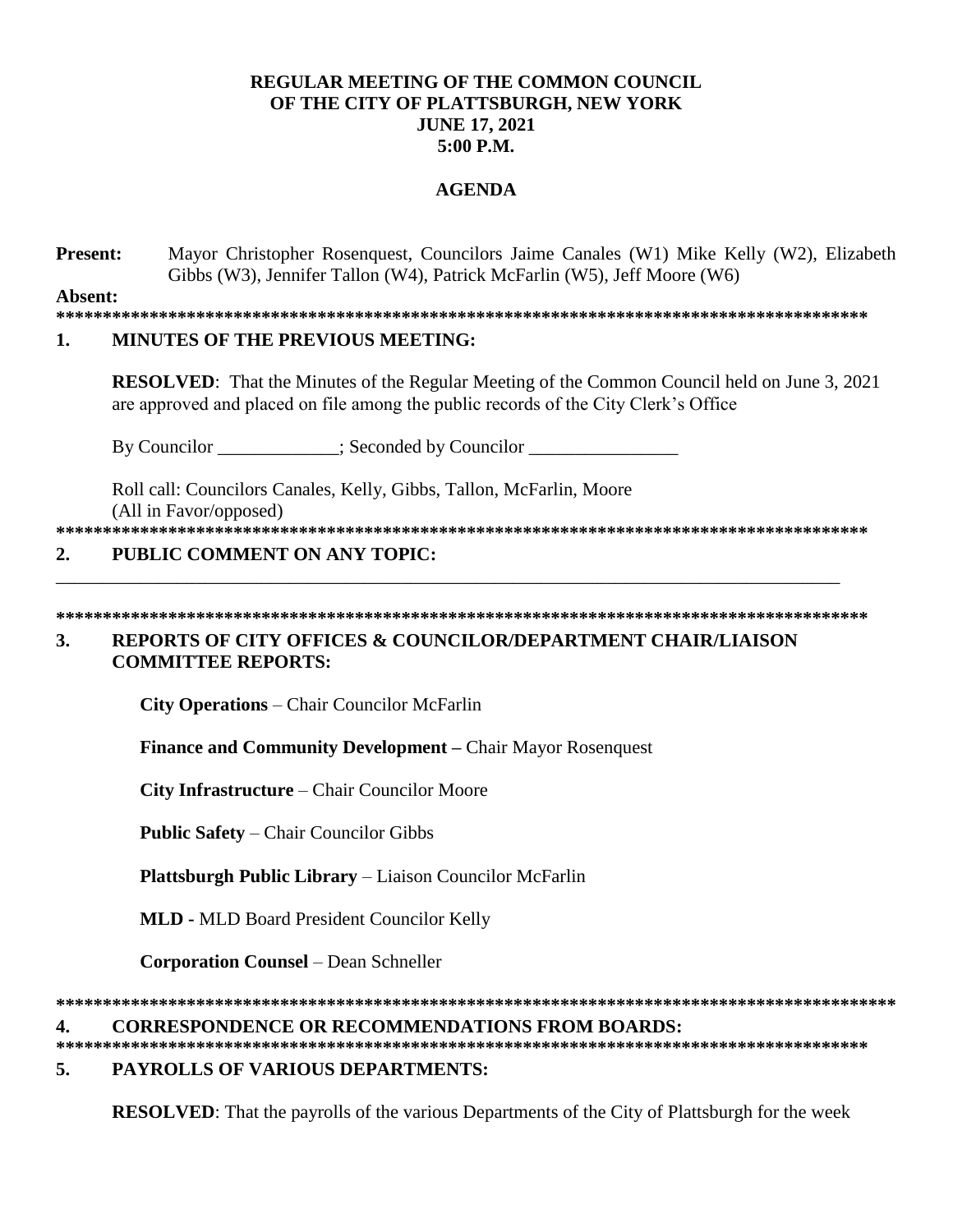**REGULAR MEETING OF THE COMMON COUNCIL**
**OF THE CITY OF PLATTSBURGH, NEW YORK**
**JUNE 17, 2021**
**5:00 P.M.**

**AGENDA**

**Present:** Mayor Christopher Rosenquest, Councilors Jaime Canales (W1) Mike Kelly (W2), Elizabeth Gibbs (W3), Jennifer Tallon (W4), Patrick McFarlin (W5), Jeff Moore (W6)

**Absent:**

*******************************************************************************************

## 1. MINUTES OF THE PREVIOUS MEETING:

**RESOLVED**: That the Minutes of the Regular Meeting of the Common Council held on June 3, 2021 are approved and placed on file among the public records of the City Clerk's Office

By Councilor _____________; Seconded by Councilor ________________

Roll call: Councilors Canales, Kelly, Gibbs, Tallon, McFarlin, Moore
(All in Favor/opposed)

*******************************************************************************************

## 2. PUBLIC COMMENT ON ANY TOPIC:

_______________________________________________________________________________________

*******************************************************************************************

## 3. REPORTS OF CITY OFFICES & COUNCILOR/DEPARTMENT CHAIR/LIAISON COMMITTEE REPORTS:

**City Operations** – Chair Councilor McFarlin

**Finance and Community Development –** Chair Mayor Rosenquest

**City Infrastructure** – Chair Councilor Moore

**Public Safety** – Chair Councilor Gibbs

**Plattsburgh Public Library** – Liaison Councilor McFarlin

**MLD -** MLD Board President Councilor Kelly

**Corporation Counsel** – Dean Schneller

*******************************************************************************************

## 4. CORRESPONDENCE OR RECOMMENDATIONS FROM BOARDS:

*******************************************************************************************

## 5. PAYROLLS OF VARIOUS DEPARTMENTS:

**RESOLVED**: That the payrolls of the various Departments of the City of Plattsburgh for the week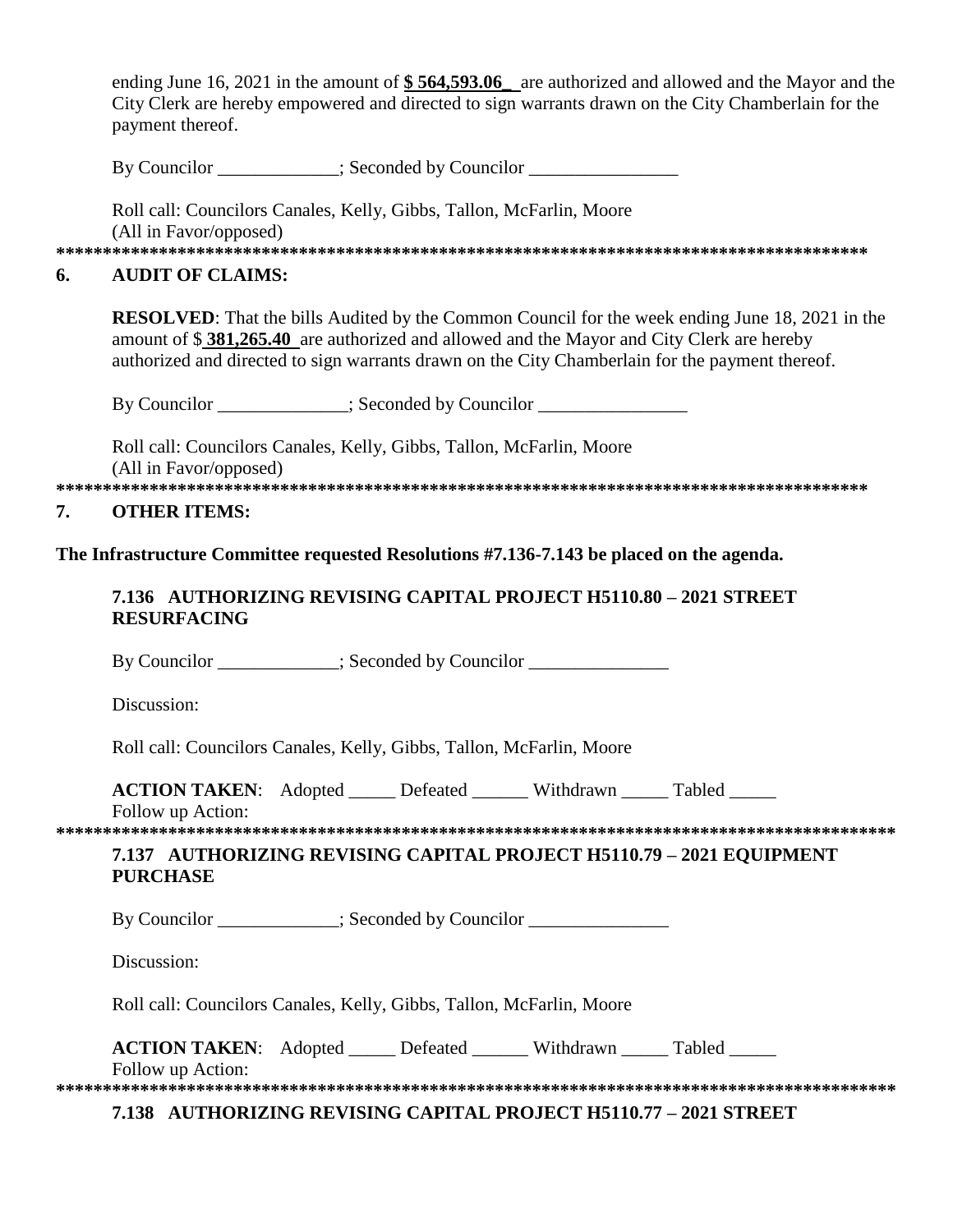ending June 16, 2021 in the amount of **$ 564,593.06_** are authorized and allowed and the Mayor and the City Clerk are hereby empowered and directed to sign warrants drawn on the City Chamberlain for the payment thereof.

By Councilor _____________; Seconded by Councilor ________________

Roll call: Councilors Canales, Kelly, Gibbs, Tallon, McFarlin, Moore
(All in Favor/opposed)

**************************************************************************************

## 6. AUDIT OF CLAIMS:

**RESOLVED**: That the bills Audited by the Common Council for the week ending June 18, 2021 in the amount of $ **381,265.40** are authorized and allowed and the Mayor and City Clerk are hereby authorized and directed to sign warrants drawn on the City Chamberlain for the payment thereof.

By Councilor ______________; Seconded by Councilor ________________

Roll call: Councilors Canales, Kelly, Gibbs, Tallon, McFarlin, Moore
(All in Favor/opposed)

**************************************************************************************

## 7. OTHER ITEMS:

**The Infrastructure Committee requested Resolutions #7.136-7.143 be placed on the agenda.**

### 7.136 AUTHORIZING REVISING CAPITAL PROJECT H5110.80 – 2021 STREET RESURFACING

By Councilor _____________; Seconded by Councilor _______________

Discussion:

Roll call: Councilors Canales, Kelly, Gibbs, Tallon, McFarlin, Moore

**ACTION TAKEN**: Adopted _____ Defeated ______ Withdrawn _____ Tabled _____
Follow up Action:

*****************************************************************************************

### 7.137 AUTHORIZING REVISING CAPITAL PROJECT H5110.79 – 2021 EQUIPMENT PURCHASE

By Councilor _____________; Seconded by Councilor _______________

Discussion:

Roll call: Councilors Canales, Kelly, Gibbs, Tallon, McFarlin, Moore

**ACTION TAKEN**: Adopted _____ Defeated ______ Withdrawn _____ Tabled _____
Follow up Action:

*****************************************************************************************

### 7.138 AUTHORIZING REVISING CAPITAL PROJECT H5110.77 – 2021 STREET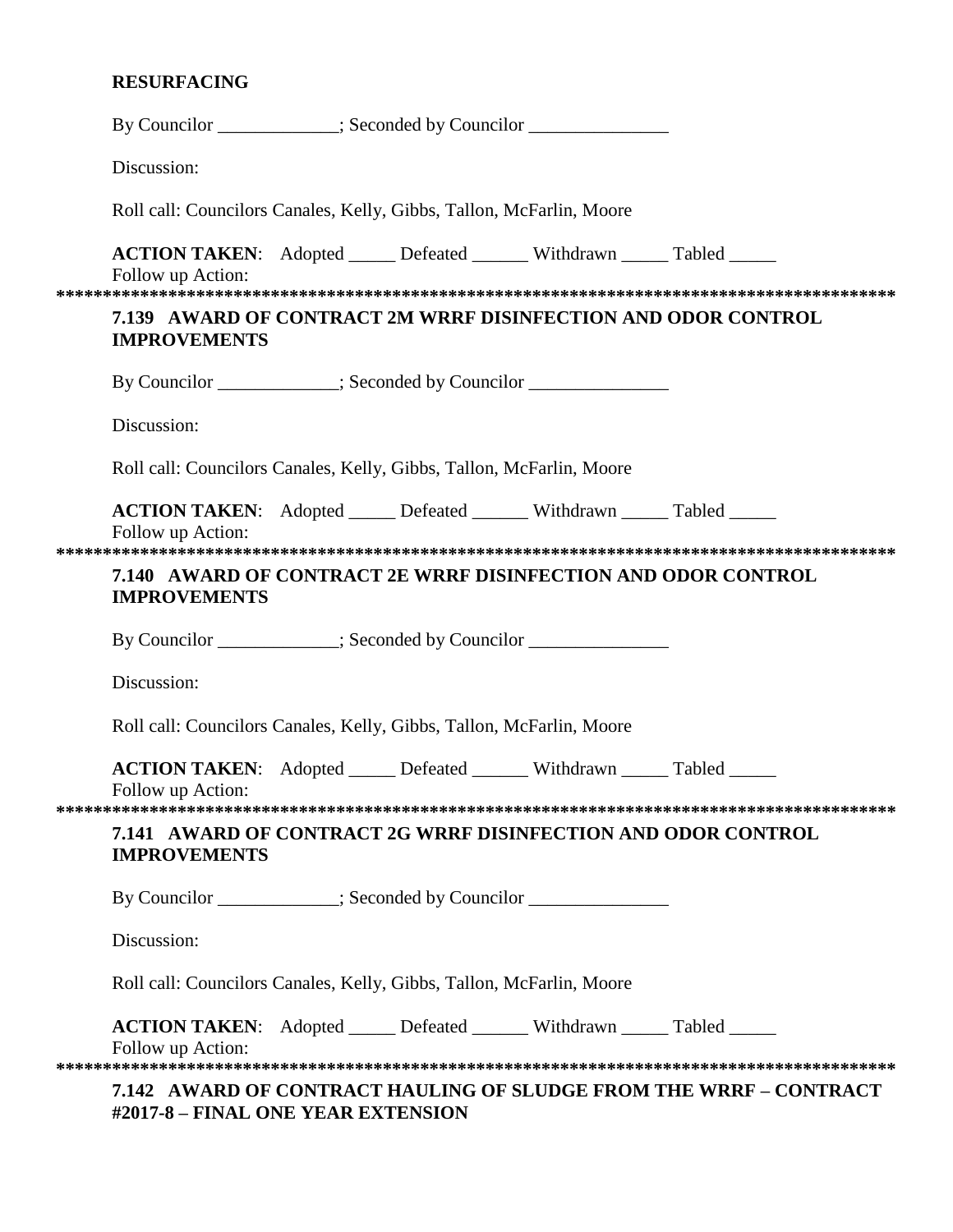**RESURFACING**

By Councilor _____________; Seconded by Councilor _______________

Discussion:

Roll call: Councilors Canales, Kelly, Gibbs, Tallon, McFarlin, Moore

**ACTION TAKEN**: Adopted _____ Defeated ______ Withdrawn _____ Tabled _____
Follow up Action:

*********************************************************************************************

**7.139 AWARD OF CONTRACT 2M WRRF DISINFECTION AND ODOR CONTROL IMPROVEMENTS**

By Councilor _____________; Seconded by Councilor _______________

Discussion:

Roll call: Councilors Canales, Kelly, Gibbs, Tallon, McFarlin, Moore

**ACTION TAKEN**: Adopted _____ Defeated ______ Withdrawn _____ Tabled _____
Follow up Action:

*********************************************************************************************

**7.140 AWARD OF CONTRACT 2E WRRF DISINFECTION AND ODOR CONTROL IMPROVEMENTS**

By Councilor _____________; Seconded by Councilor _______________

Discussion:

Roll call: Councilors Canales, Kelly, Gibbs, Tallon, McFarlin, Moore

**ACTION TAKEN**: Adopted _____ Defeated ______ Withdrawn _____ Tabled _____
Follow up Action:

*********************************************************************************************

**7.141 AWARD OF CONTRACT 2G WRRF DISINFECTION AND ODOR CONTROL IMPROVEMENTS**

By Councilor _____________; Seconded by Councilor _______________

Discussion:

Roll call: Councilors Canales, Kelly, Gibbs, Tallon, McFarlin, Moore

**ACTION TAKEN**: Adopted _____ Defeated ______ Withdrawn _____ Tabled _____
Follow up Action:

*********************************************************************************************

**7.142 AWARD OF CONTRACT HAULING OF SLUDGE FROM THE WRRF – CONTRACT #2017-8 – FINAL ONE YEAR EXTENSION**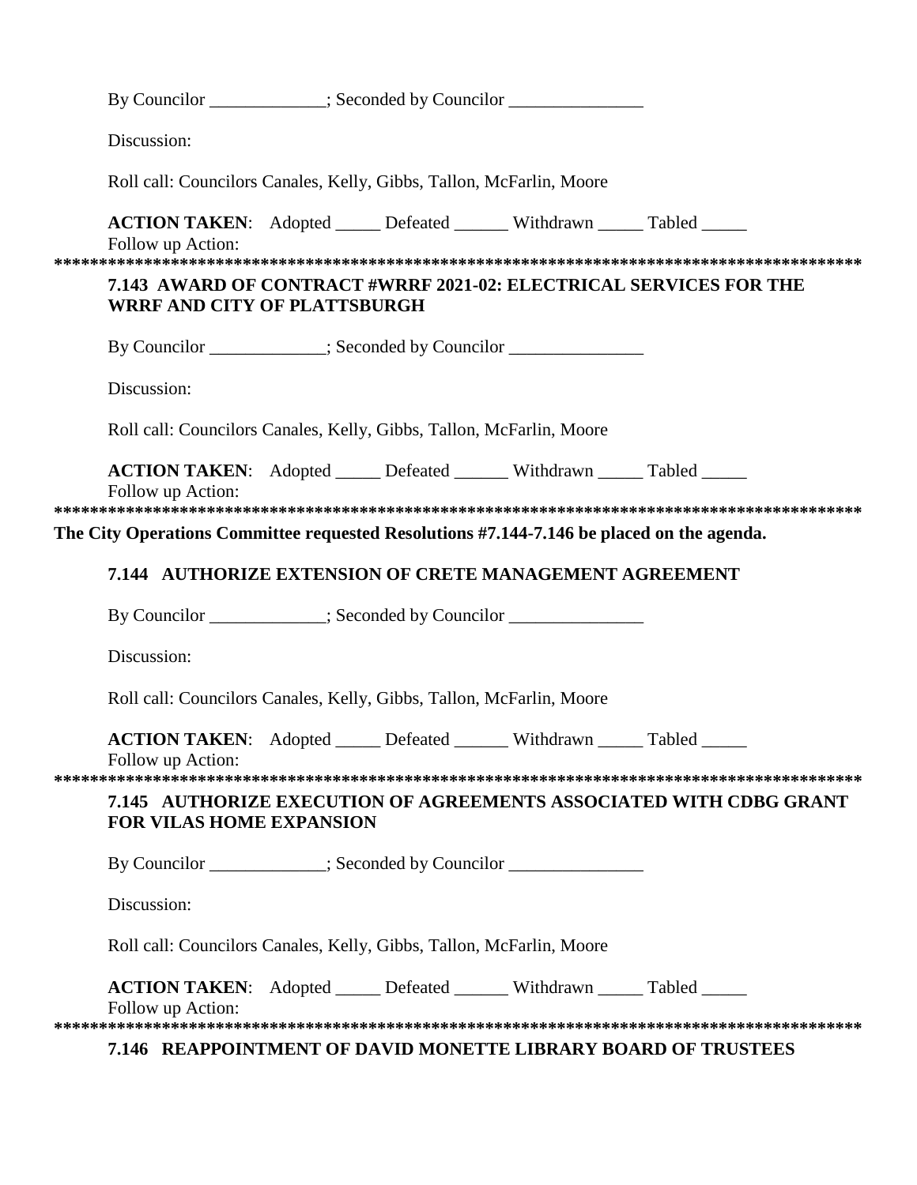By Councilor _____________; Seconded by Councilor _______________

Discussion:

Roll call: Councilors Canales, Kelly, Gibbs, Tallon, McFarlin, Moore

**ACTION TAKEN**: Adopted _____ Defeated ______ Withdrawn _____ Tabled _____
Follow up Action:

*******************************************************************************************

**7.143 AWARD OF CONTRACT #WRRF 2021-02: ELECTRICAL SERVICES FOR THE WRRF AND CITY OF PLATTSBURGH**

By Councilor _____________; Seconded by Councilor _______________

Discussion:

Roll call: Councilors Canales, Kelly, Gibbs, Tallon, McFarlin, Moore

**ACTION TAKEN**: Adopted _____ Defeated ______ Withdrawn _____ Tabled _____
Follow up Action:

*******************************************************************************************

**The City Operations Committee requested Resolutions #7.144-7.146 be placed on the agenda.**

**7.144 AUTHORIZE EXTENSION OF CRETE MANAGEMENT AGREEMENT**

By Councilor _____________; Seconded by Councilor _______________

Discussion:

Roll call: Councilors Canales, Kelly, Gibbs, Tallon, McFarlin, Moore

**ACTION TAKEN**: Adopted _____ Defeated ______ Withdrawn _____ Tabled _____
Follow up Action:

*******************************************************************************************

**7.145 AUTHORIZE EXECUTION OF AGREEMENTS ASSOCIATED WITH CDBG GRANT FOR VILAS HOME EXPANSION**

By Councilor _____________; Seconded by Councilor _______________

Discussion:

Roll call: Councilors Canales, Kelly, Gibbs, Tallon, McFarlin, Moore

**ACTION TAKEN**: Adopted _____ Defeated ______ Withdrawn _____ Tabled _____
Follow up Action:

*******************************************************************************************

**7.146 REAPPOINTMENT OF DAVID MONETTE LIBRARY BOARD OF TRUSTEES**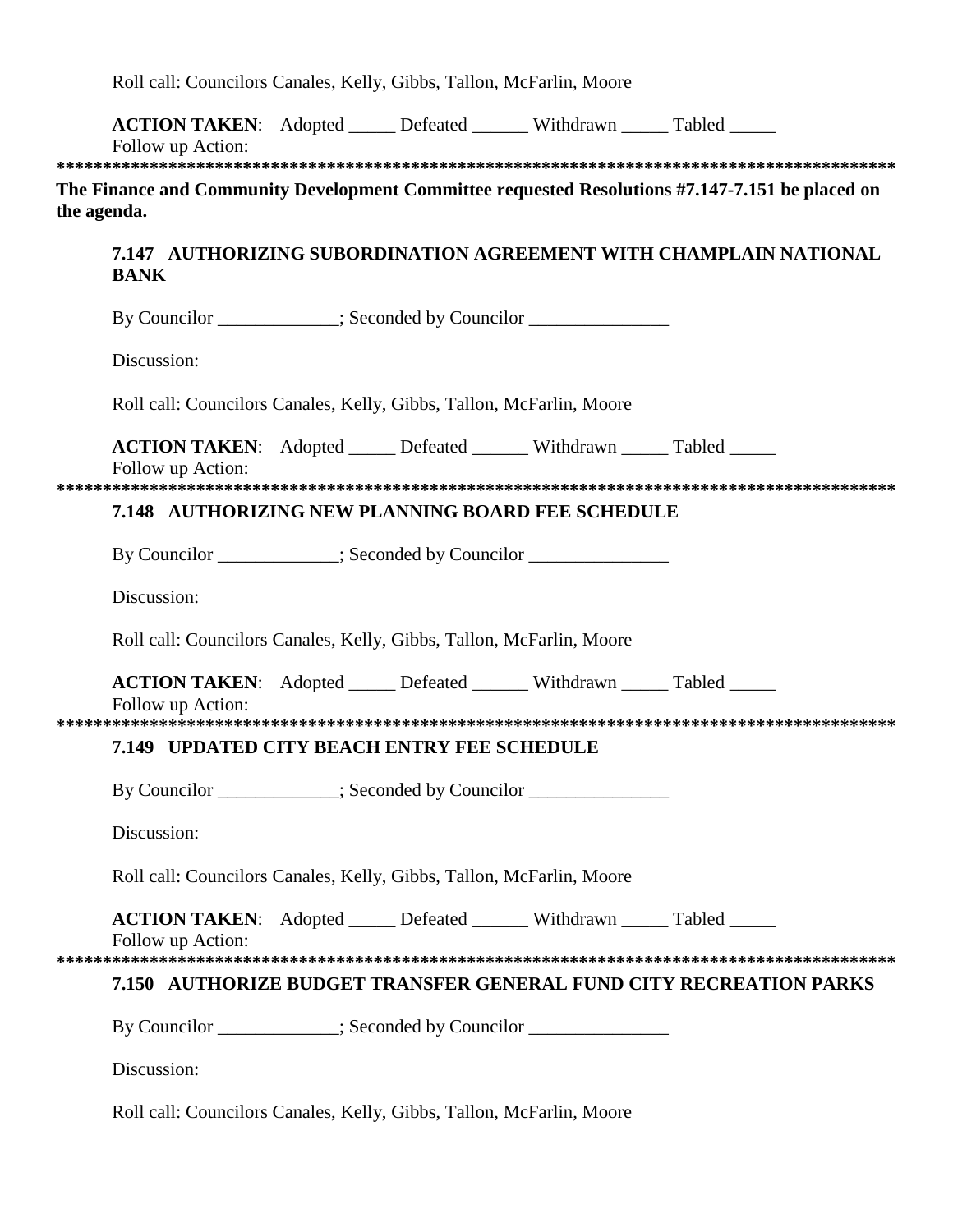Roll call: Councilors Canales, Kelly, Gibbs, Tallon, McFarlin, Moore

**ACTION TAKEN**: Adopted _____ Defeated ______ Withdrawn _____ Tabled _____
Follow up Action:

*******************************************************************************************

**The Finance and Community Development Committee requested Resolutions #7.147-7.151 be placed on the agenda.**

**7.147 AUTHORIZING SUBORDINATION AGREEMENT WITH CHAMPLAIN NATIONAL BANK**

By Councilor _____________; Seconded by Councilor _______________

Discussion:

Roll call: Councilors Canales, Kelly, Gibbs, Tallon, McFarlin, Moore

**ACTION TAKEN**: Adopted _____ Defeated ______ Withdrawn _____ Tabled _____
Follow up Action:

*******************************************************************************************

**7.148 AUTHORIZING NEW PLANNING BOARD FEE SCHEDULE**

By Councilor _____________; Seconded by Councilor _______________

Discussion:

Roll call: Councilors Canales, Kelly, Gibbs, Tallon, McFarlin, Moore

**ACTION TAKEN**: Adopted _____ Defeated ______ Withdrawn _____ Tabled _____
Follow up Action:

*******************************************************************************************

**7.149 UPDATED CITY BEACH ENTRY FEE SCHEDULE**

By Councilor _____________; Seconded by Councilor _______________

Discussion:

Roll call: Councilors Canales, Kelly, Gibbs, Tallon, McFarlin, Moore

**ACTION TAKEN**: Adopted _____ Defeated ______ Withdrawn _____ Tabled _____
Follow up Action:

*******************************************************************************************

**7.150 AUTHORIZE BUDGET TRANSFER GENERAL FUND CITY RECREATION PARKS**

By Councilor _____________; Seconded by Councilor _______________

Discussion:

Roll call: Councilors Canales, Kelly, Gibbs, Tallon, McFarlin, Moore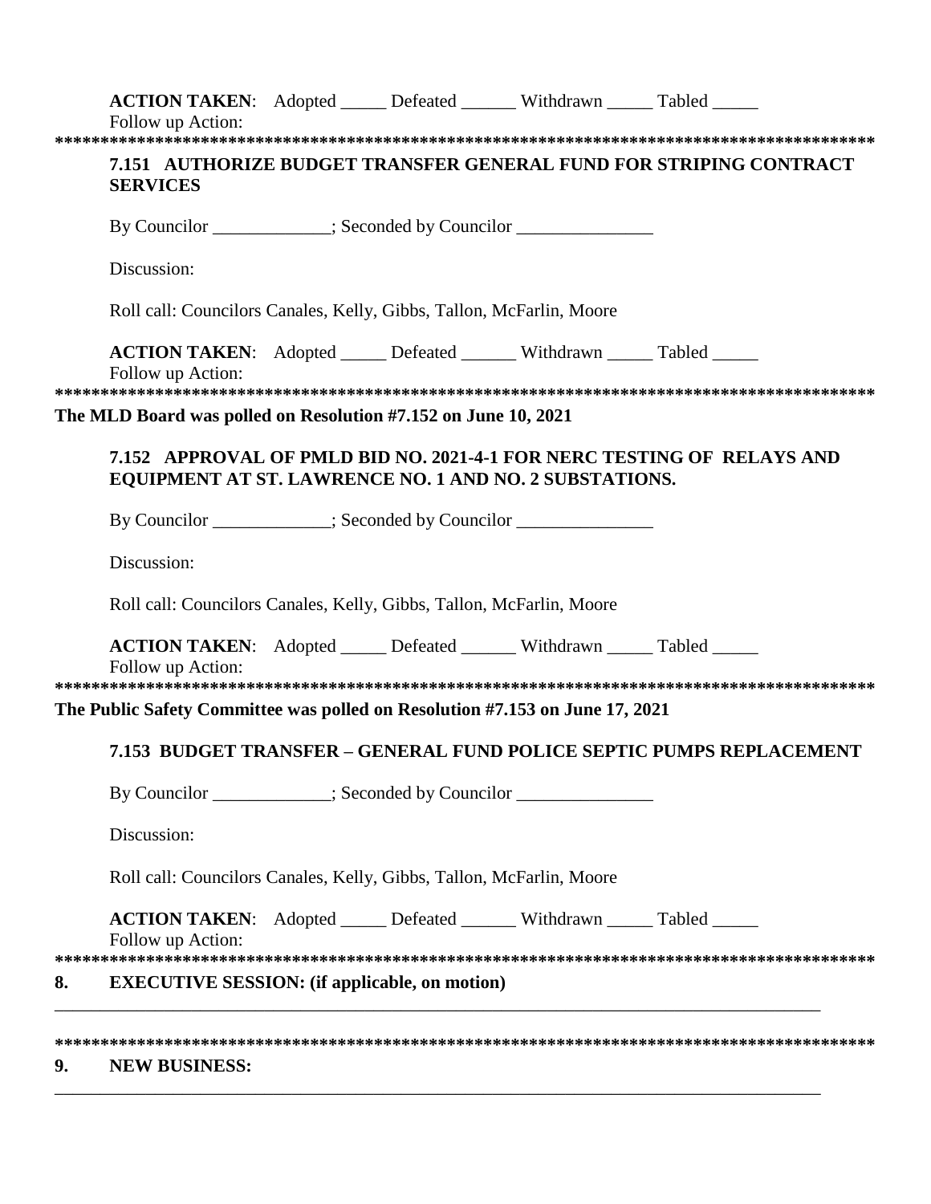**ACTION TAKEN**: Adopted _____ Defeated ______ Withdrawn _____ Tabled _____

Follow up Action:

*********************************************************************************************

### 7.151 AUTHORIZE BUDGET TRANSFER GENERAL FUND FOR STRIPING CONTRACT SERVICES

By Councilor _____________; Seconded by Councilor _______________

Discussion:

Roll call: Councilors Canales, Kelly, Gibbs, Tallon, McFarlin, Moore

**ACTION TAKEN**: Adopted _____ Defeated ______ Withdrawn _____ Tabled _____

Follow up Action:

*********************************************************************************************

**The MLD Board was polled on Resolution #7.152 on June 10, 2021**

### 7.152 APPROVAL OF PMLD BID NO. 2021-4-1 FOR NERC TESTING OF RELAYS AND EQUIPMENT AT ST. LAWRENCE NO. 1 AND NO. 2 SUBSTATIONS.

By Councilor _____________; Seconded by Councilor _______________

Discussion:

Roll call: Councilors Canales, Kelly, Gibbs, Tallon, McFarlin, Moore

**ACTION TAKEN**: Adopted _____ Defeated ______ Withdrawn _____ Tabled _____

Follow up Action:

*********************************************************************************************

**The Public Safety Committee was polled on Resolution #7.153 on June 17, 2021**

### 7.153 BUDGET TRANSFER – GENERAL FUND POLICE SEPTIC PUMPS REPLACEMENT

By Councilor _____________; Seconded by Councilor _______________

Discussion:

Roll call: Councilors Canales, Kelly, Gibbs, Tallon, McFarlin, Moore

**ACTION TAKEN**: Adopted _____ Defeated ______ Withdrawn _____ Tabled _____

Follow up Action:

*********************************************************************************************

## 8. EXECUTIVE SESSION: (if applicable, on motion)

_____________________________________________________________________________________

*********************************************************************************************

## 9. NEW BUSINESS:

_____________________________________________________________________________________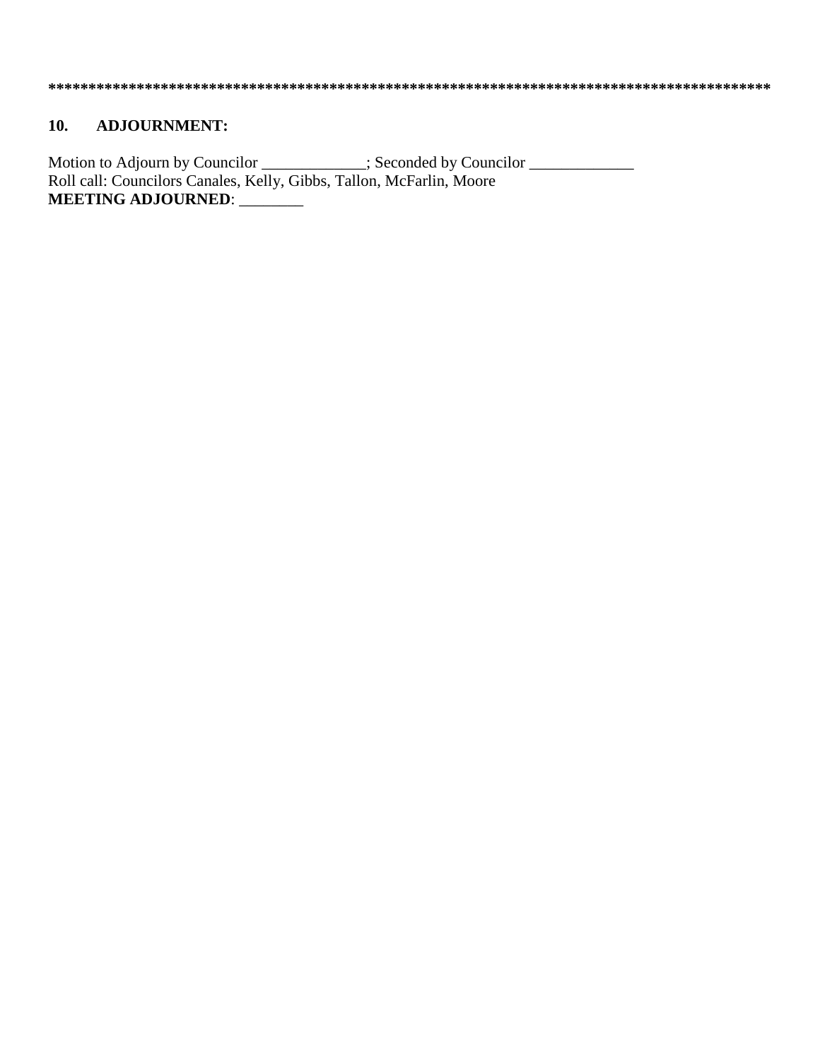*******************************************************************************************

## 10. ADJOURNMENT:

Motion to Adjourn by Councilor _____________; Seconded by Councilor _____________
Roll call: Councilors Canales, Kelly, Gibbs, Tallon, McFarlin, Moore
**MEETING ADJOURNED**: ________